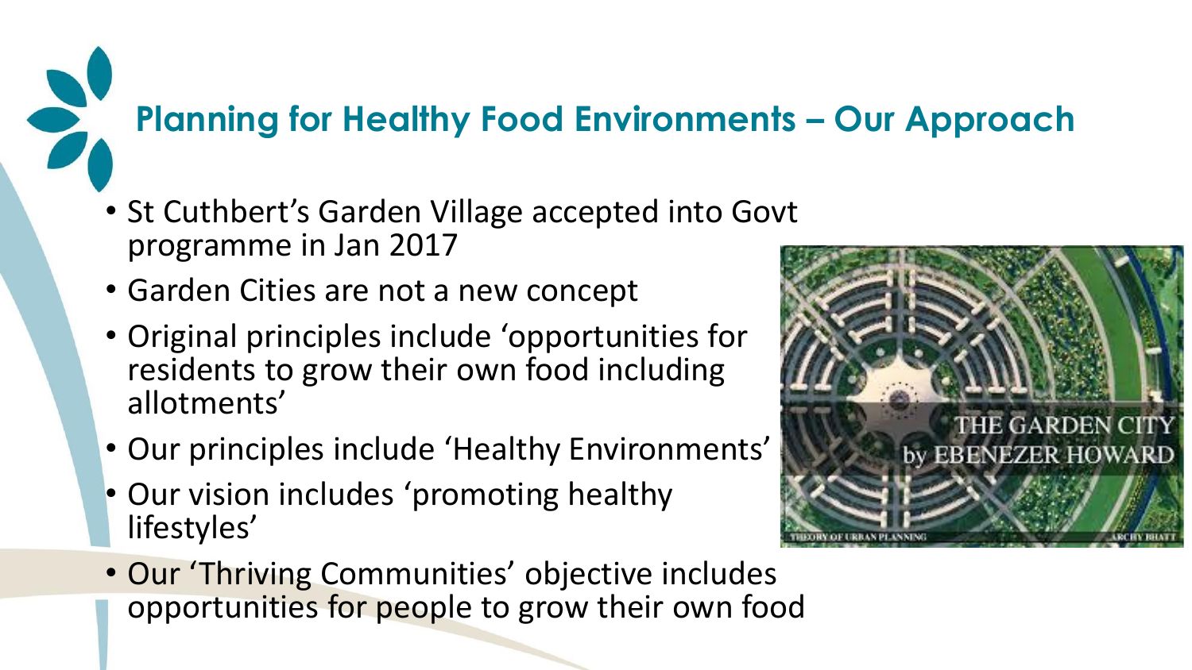## Planning for Healthy Food Environments – Our Approach

- St Cuthbert's Garden Village accepted into Govt programme in Jan 2017
- Garden Cities are not a new concept
- Original principles include 'opportunities for residents to grow their own food including allotments'
- Our principles include 'Healthy Environments'
- Our vision includes 'promoting healthy lifestyles'
- Our 'Thriving Communities' objective includes opportunities for people to grow their own food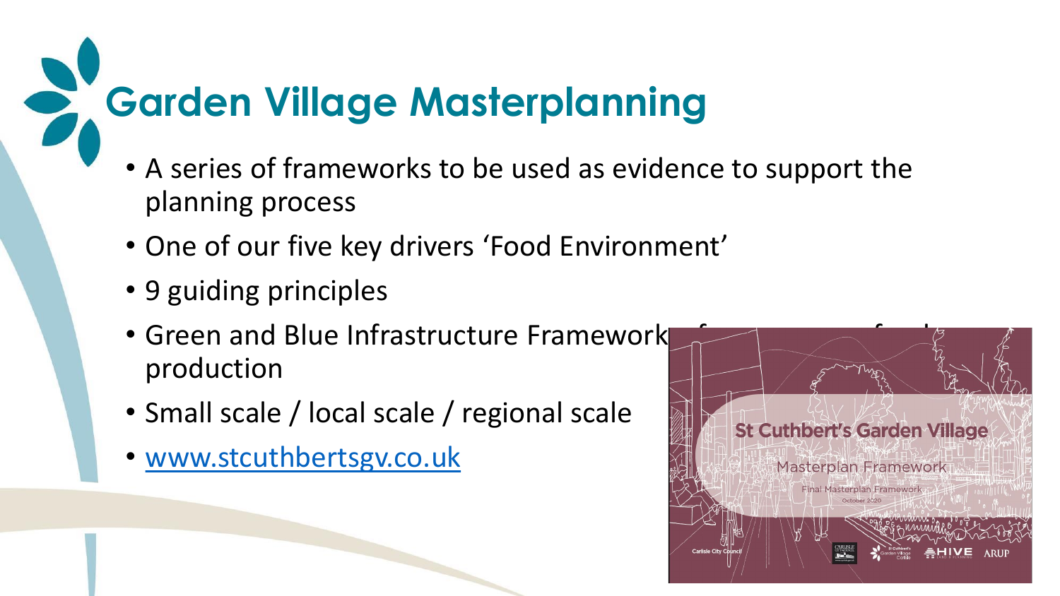# Garden Village Masterplanning

- A series of frameworks to be used as evidence to support the planning process
- One of our five key drivers 'Food Environment'
- 9 guiding principles
- Green and Blue Infrastructure Framework … production
- Small scale / local scale / regional scale
- [www.stcuthbertsgv.co.uk](http://www.stcuthbertsgv.co.uk)

St Cuthbert's Garden Village

Masterplan Framework

Final Masterplan Framework

October 2020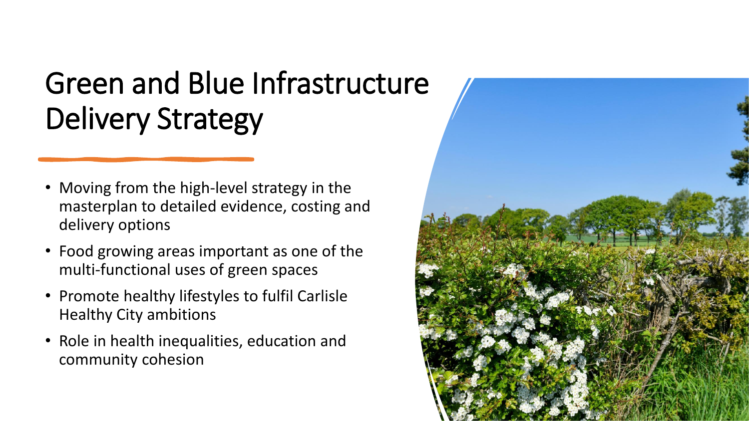# Green and Blue Infrastructure Delivery Strategy

- Moving from the high-level strategy in the masterplan to detailed evidence, costing and delivery options
- Food growing areas important as one of the multi-functional uses of green spaces
- Promote healthy lifestyles to fulfil Carlisle Healthy City ambitions
- Role in health inequalities, education and community cohesion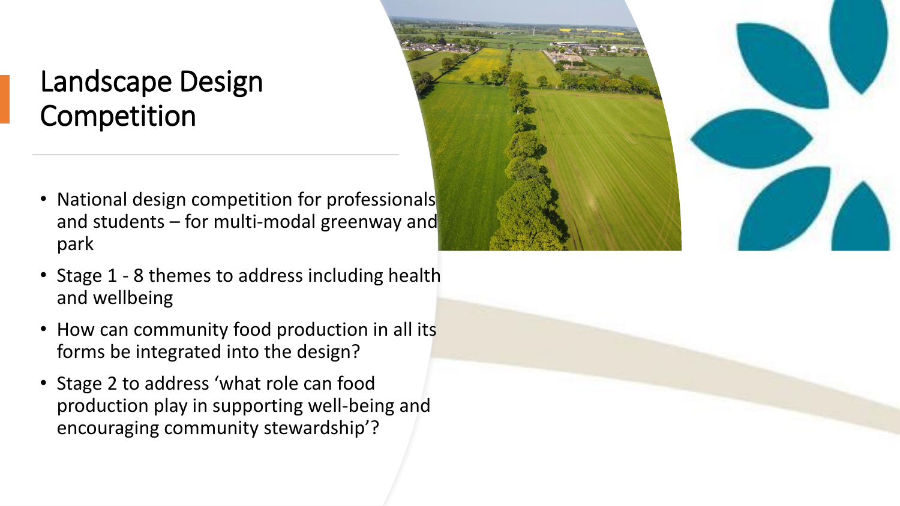# Landscape Design Competition

- National design competition for professionals and students – for multi-modal greenway and park
- Stage 1 - 8 themes to address including health and wellbeing
- How can community food production in all its forms be integrated into the design?
- Stage 2 to address 'what role can food production play in supporting well-being and encouraging community stewardship'?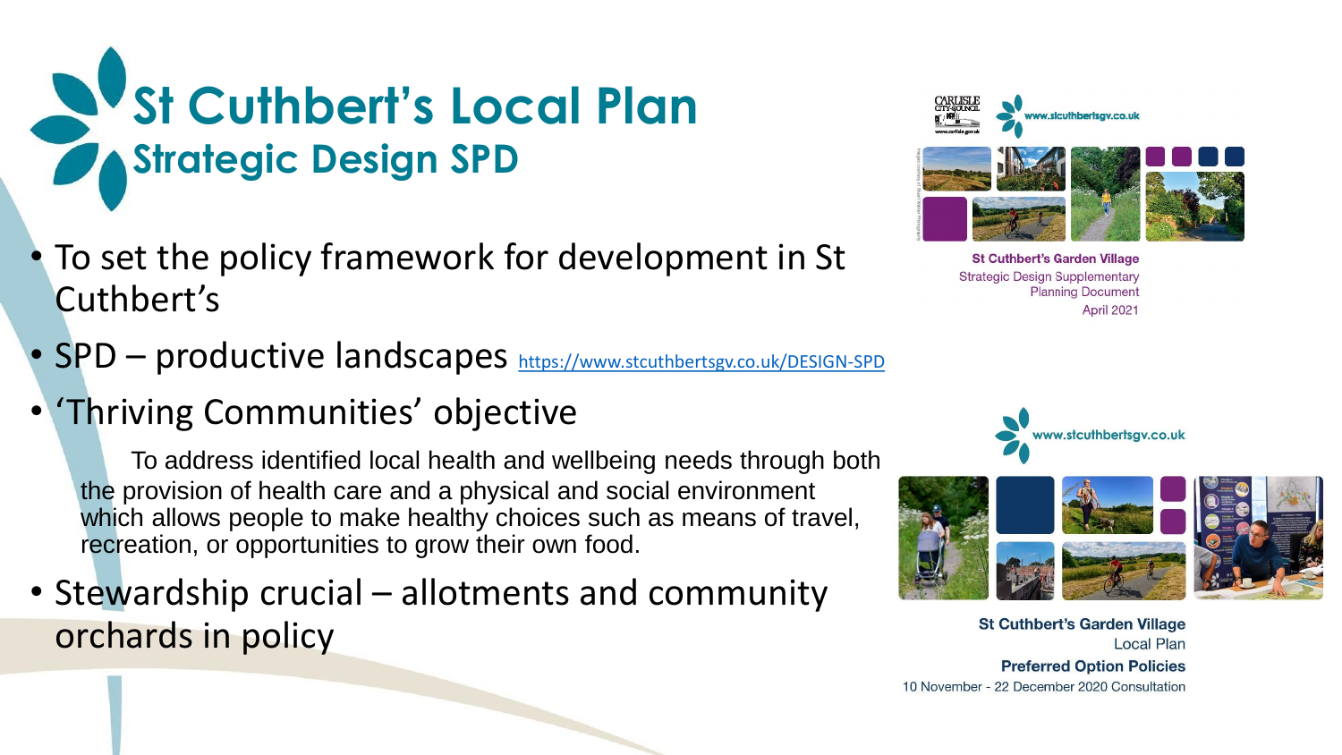# St Cuthbert's Local Plan
## Strategic Design SPD

- To set the policy framework for development in St Cuthbert's
- SPD – productive landscapes https://www.stcuthbertsgv.co.uk/DESIGN-SPD
- 'Thriving Communities' objective

  To address identified local health and wellbeing needs through both the provision of health care and a physical and social environment which allows people to make healthy choices such as means of travel, recreation, or opportunities to grow their own food.

- Stewardship crucial – allotments and community orchards in policy

www.stcuthbertsgv.co.uk

**St Cuthbert's Garden Village**
Strategic Design Supplementary Planning Document
April 2021

www.stcuthbertsgv.co.uk

**St Cuthbert's Garden Village**
Local Plan
**Preferred Option Policies**
10 November - 22 December 2020 Consultation